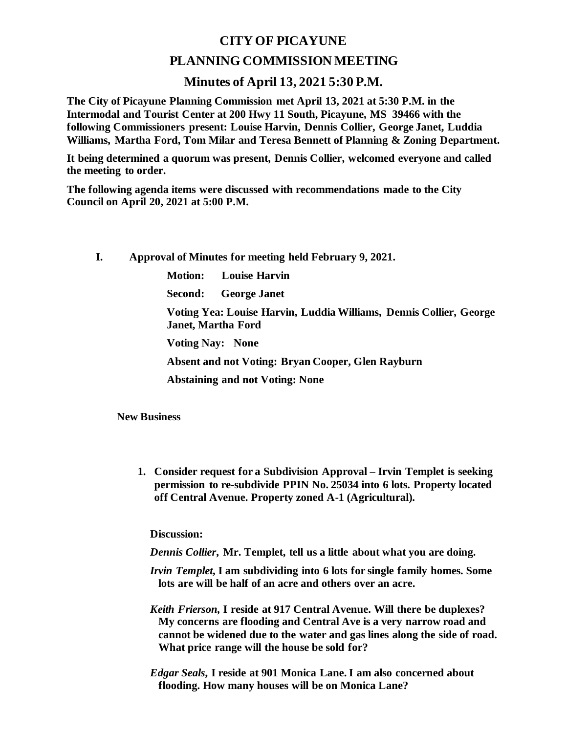# CITY OF PICAYUNE

## PLANNING COMMISSION MEETING

### Minutes of April 13, 2021 5:30 P.M.

**The City of Picayune Planning Commission met April 13, 2021 at 5:30 P.M. in the Intermodal and Tourist Center at 200 Hwy 11 South, Picayune, MS 39466 with the following Commissioners present: Louise Harvin, Dennis Collier, George Janet, Luddia Williams, Martha Ford, Tom Milar and Teresa Bennett of Planning & Zoning Department.**

**It being determined a quorum was present, Dennis Collier, welcomed everyone and called the meeting to order.**

**The following agenda items were discussed with recommendations made to the City Council on April 20, 2021 at 5:00 P.M.**

**I. Approval of Minutes for meeting held February 9, 2021.**

**Motion: Louise Harvin**

**Second: George Janet**

**Voting Yea: Louise Harvin, Luddia Williams, Dennis Collier, George Janet, Martha Ford**

**Voting Nay: None**

**Absent and not Voting: Bryan Cooper, Glen Rayburn**

**Abstaining and not Voting: None**

**New Business**

1. **Consider request for a Subdivision Approval – Irvin Templet is seeking permission to re-subdivide PPIN No. 25034 into 6 lots. Property located off Central Avenue. Property zoned A-1 (Agricultural).**

**Discussion:**

***Dennis Collier*, Mr. Templet, tell us a little about what you are doing.**

***Irvin Templet*, I am subdividing into 6 lots for single family homes. Some lots are will be half of an acre and others over an acre.**

***Keith Frierson*, I reside at 917 Central Avenue. Will there be duplexes? My concerns are flooding and Central Ave is a very narrow road and cannot be widened due to the water and gas lines along the side of road. What price range will the house be sold for?**

***Edgar Seals*, I reside at 901 Monica Lane. I am also concerned about flooding. How many houses will be on Monica Lane?**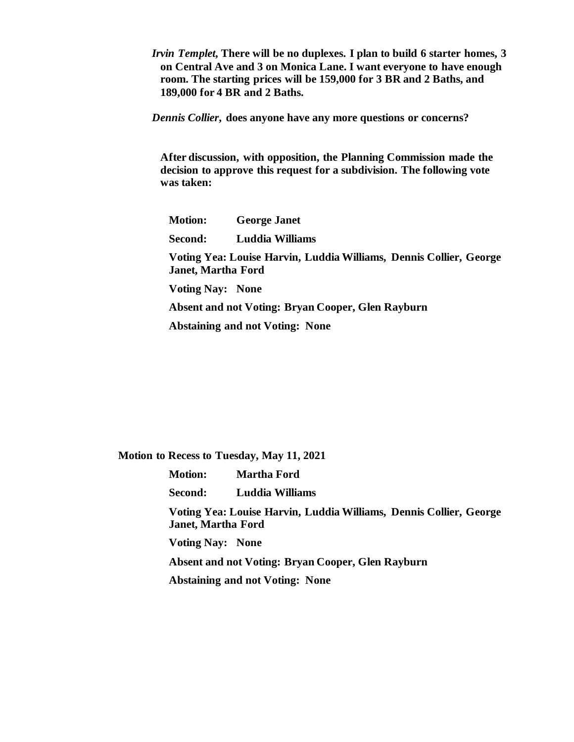***Irvin Templet*, There will be no duplexes. I plan to build 6 starter homes, 3 on Central Ave and 3 on Monica Lane. I want everyone to have enough room. The starting prices will be 159,000 for 3 BR and 2 Baths, and 189,000 for 4 BR and 2 Baths.**

***Dennis Collier*, does anyone have any more questions or concerns?**

**After discussion, with opposition, the Planning Commission made the decision to approve this request for a subdivision. The following vote was taken:**

**Motion:** **George Janet**

**Second:** **Luddia Williams**

**Voting Yea: Louise Harvin, Luddia Williams, Dennis Collier, George Janet, Martha Ford**

**Voting Nay: None**

**Absent and not Voting: Bryan Cooper, Glen Rayburn**

**Abstaining and not Voting: None**

**Motion to Recess to Tuesday, May 11, 2021**

**Motion:** **Martha Ford**

**Second:** **Luddia Williams**

**Voting Yea: Louise Harvin, Luddia Williams, Dennis Collier, George Janet, Martha Ford**

**Voting Nay: None**

**Absent and not Voting: Bryan Cooper, Glen Rayburn**

**Abstaining and not Voting: None**